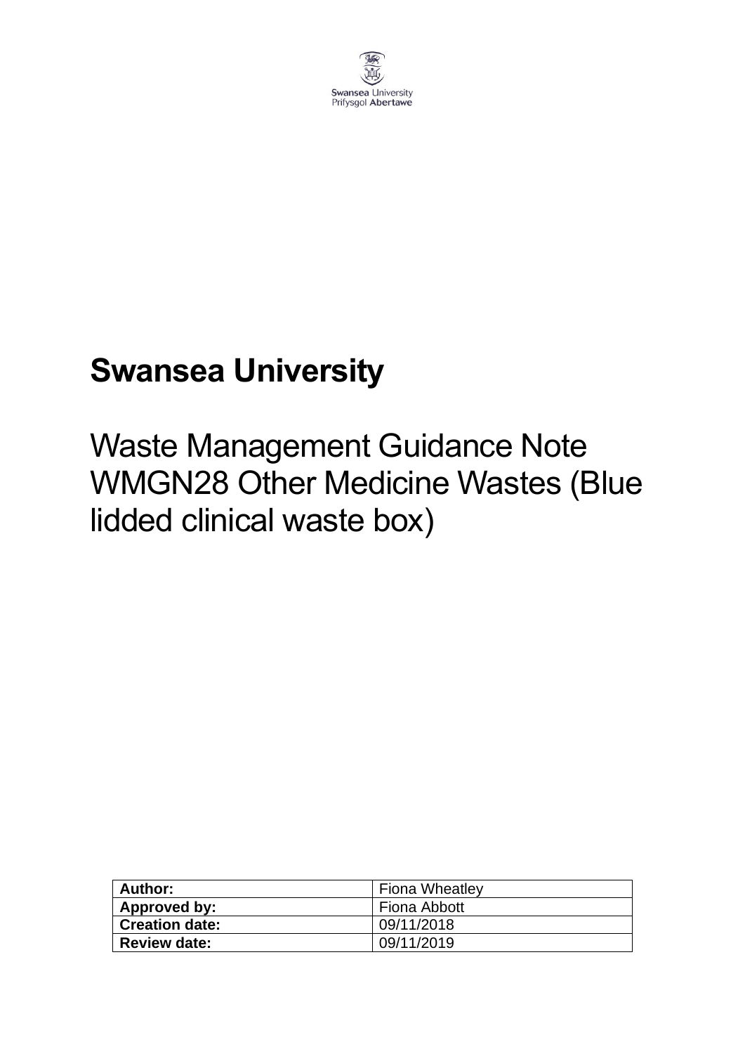Swansea University
Prifysgol Abertawe

# Swansea University

## Waste Management Guidance Note WMGN28 Other Medicine Wastes (Blue lidded clinical waste box)

| **Author:** | Fiona Wheatley |
| --- | --- |
| **Approved by:** | Fiona Abbott |
| **Creation date:** | 09/11/2018 |
| **Review date:** | 09/11/2019 |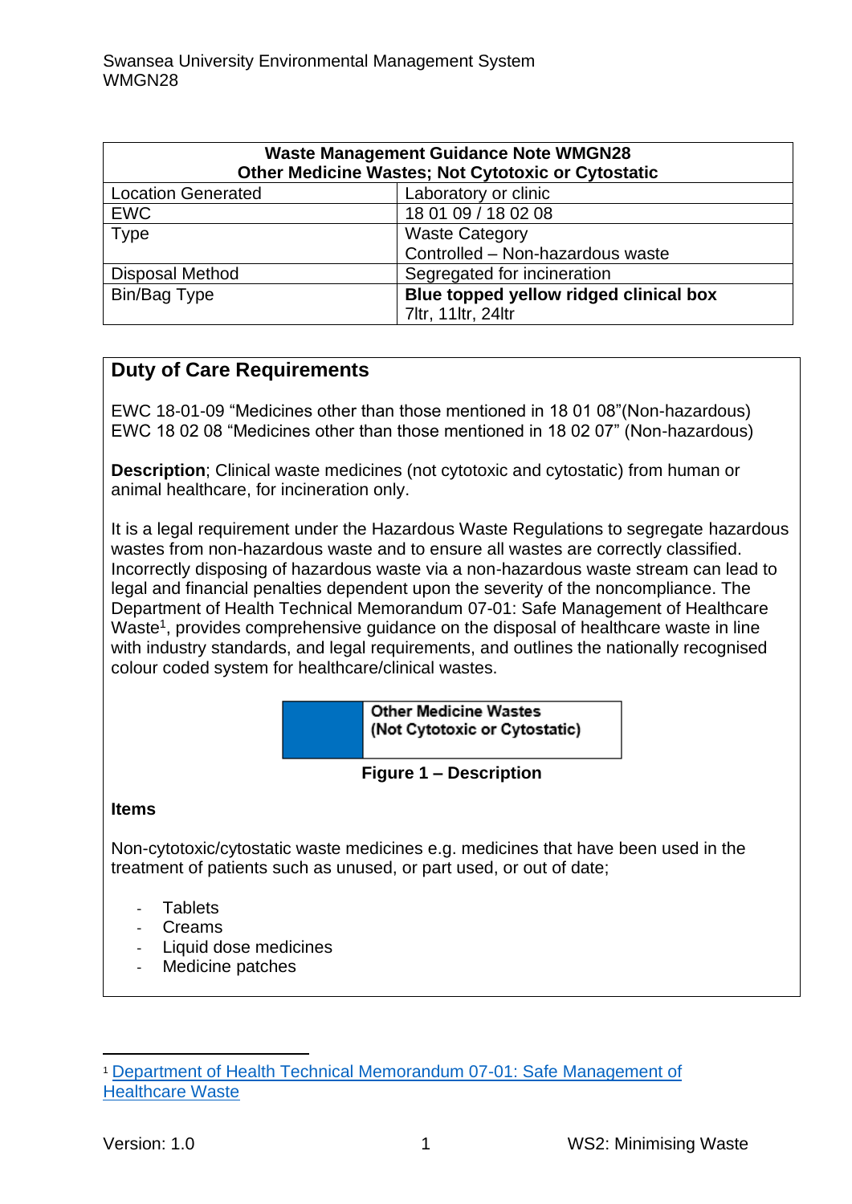| Waste Management Guidance Note WMGN28<br>Other Medicine Wastes; Not Cytotoxic or Cytostatic | |
|---|---|
| Location Generated | Laboratory or clinic |
| EWC | 18 01 09 / 18 02 08 |
| Type | Waste Category<br>Controlled – Non-hazardous waste |
| Disposal Method | Segregated for incineration |
| Bin/Bag Type | **Blue topped yellow ridged clinical box**<br>7ltr, 11ltr, 24ltr |

## Duty of Care Requirements

EWC 18-01-09 "Medicines other than those mentioned in 18 01 08"(Non-hazardous)
EWC 18 02 08 "Medicines other than those mentioned in 18 02 07" (Non-hazardous)

**Description**; Clinical waste medicines (not cytotoxic and cytostatic) from human or animal healthcare, for incineration only.

It is a legal requirement under the Hazardous Waste Regulations to segregate hazardous wastes from non-hazardous waste and to ensure all wastes are correctly classified. Incorrectly disposing of hazardous waste via a non-hazardous waste stream can lead to legal and financial penalties dependent upon the severity of the noncompliance. The Department of Health Technical Memorandum 07-01: Safe Management of Healthcare Waste[1], provides comprehensive guidance on the disposal of healthcare waste in line with industry standards, and legal requirements, and outlines the nationally recognised colour coded system for healthcare/clinical wastes.

| | Other Medicine Wastes<br>(Not Cytotoxic or Cytostatic) |
|---|---|

**Figure 1 – Description**

**Items**

Non-cytotoxic/cytostatic waste medicines e.g. medicines that have been used in the treatment of patients such as unused, or part used, or out of date;

- Tablets
- Creams
- Liquid dose medicines
- Medicine patches

[1] Department of Health Technical Memorandum 07-01: Safe Management of Healthcare Waste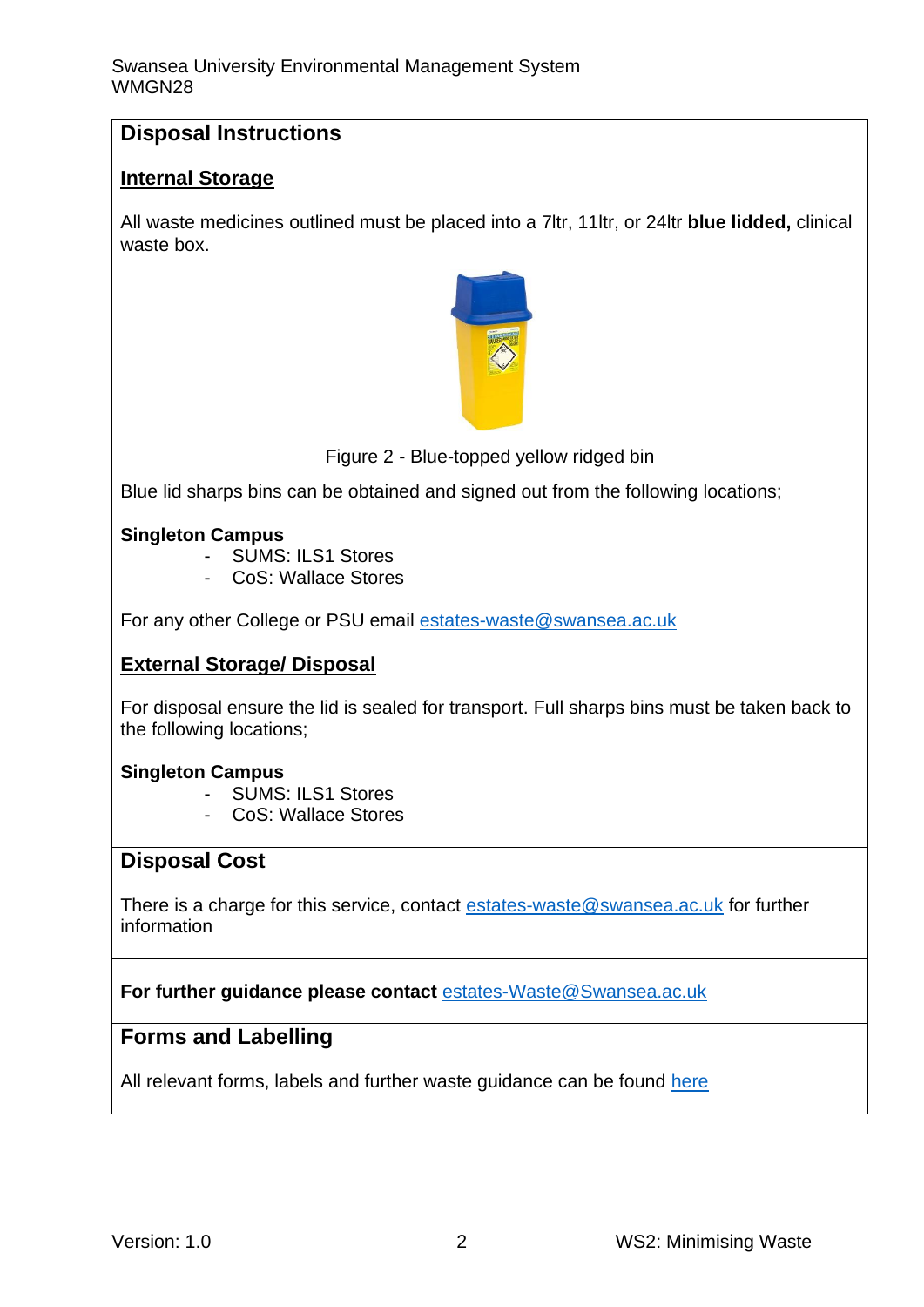## Disposal Instructions

### Internal Storage

All waste medicines outlined must be placed into a 7ltr, 11ltr, or 24ltr **blue lidded,** clinical waste box.

Figure 2 - Blue-topped yellow ridged bin

Blue lid sharps bins can be obtained and signed out from the following locations;

**Singleton Campus**

- SUMS: ILS1 Stores
- CoS: Wallace Stores

For any other College or PSU email estates-waste@swansea.ac.uk

### External Storage/ Disposal

For disposal ensure the lid is sealed for transport. Full sharps bins must be taken back to the following locations;

**Singleton Campus**

- SUMS: ILS1 Stores
- CoS: Wallace Stores

## Disposal Cost

There is a charge for this service, contact estates-waste@swansea.ac.uk for further information

**For further guidance please contact** estates-Waste@Swansea.ac.uk

## Forms and Labelling

All relevant forms, labels and further waste guidance can be found here